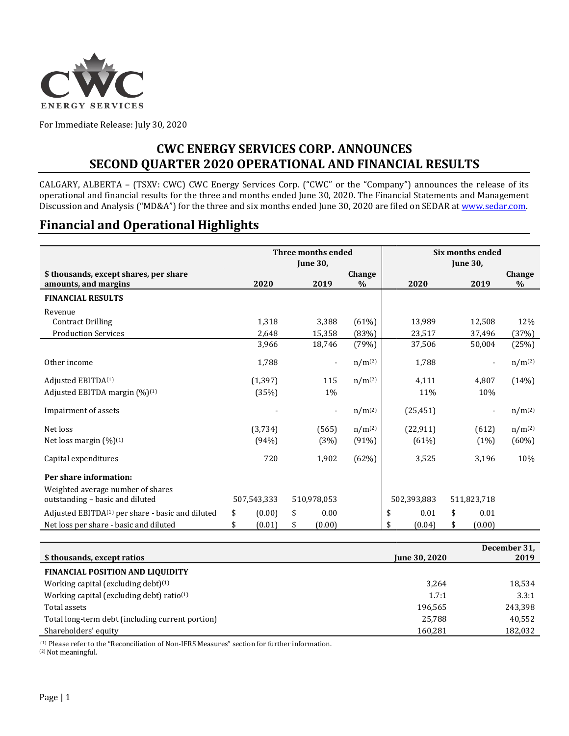For Immediate Release: July 30, 2020

# CWC ENERGY SERVICES CORP. ANNOUNCES SECOND QUARTER 2020 OPERATIONAL AND FINANCIAL RESULTS

CALGARY, ALBERTA – (TSXV: CWC) CWC Energy Services Corp. ("CWC" or the "Company") announces the release of its operational and financial results for the three and months ended June 30, 2020. The Financial Statements and Management Discussion and Analysis ("MD&A") for the three and six months ended June 30, 2020 are filed on SEDAR at www.sedar.com.

## Financial and Operational Highlights

| | Three months ended June 30, | | | Six months ended June 30, | | |
|---|---|---|---|---|---|---|
| $ thousands, except shares, per share amounts, and margins | 2020 | 2019 | Change % | 2020 | 2019 | Change % |
| **FINANCIAL RESULTS** | | | | | | |
| Revenue | | | | | | |
| Contract Drilling | 1,318 | 3,388 | (61%) | 13,989 | 12,508 | 12% |
| Production Services | 2,648 | 15,358 | (83%) | 23,517 | 37,496 | (37%) |
| | 3,966 | 18,746 | (79%) | 37,506 | 50,004 | (25%) |
| Other income | 1,788 | - | n/m[2] | 1,788 | - | n/m[2] |
| Adjusted EBITDA[1] | (1,397) | 115 | n/m[2] | 4,111 | 4,807 | (14%) |
| Adjusted EBITDA margin (%)[1] | (35%) | 1% | | 11% | 10% | |
| Impairment of assets | - | - | n/m[2] | (25,451) | - | n/m[2] |
| Net loss | (3,734) | (565) | n/m[2] | (22,911) | (612) | n/m[2] |
| Net loss margin (%)[1] | (94%) | (3%) | (91%) | (61%) | (1%) | (60%) |
| Capital expenditures | 720 | 1,902 | (62%) | 3,525 | 3,196 | 10% |
| **Per share information:** | | | | | | |
| Weighted average number of shares outstanding – basic and diluted | 507,543,333 | 510,978,053 | | 502,393,883 | 511,823,718 | |
| Adjusted EBITDA[1] per share - basic and diluted | $ (0.00) | $ 0.00 | | $ 0.01 | $ 0.01 | |
| Net loss per share - basic and diluted | $ (0.01) | $ (0.00) | | $ (0.04) | $ (0.00) | |

| $ thousands, except ratios | June 30, 2020 | December 31, 2019 |
|---|---|---|
| **FINANCIAL POSITION AND LIQUIDITY** | | |
| Working capital (excluding debt)[1] | 3,264 | 18,534 |
| Working capital (excluding debt) ratio[1] | 1.7:1 | 3.3:1 |
| Total assets | 196,565 | 243,398 |
| Total long-term debt (including current portion) | 25,788 | 40,552 |
| Shareholders' equity | 160,281 | 182,032 |

[1] Please refer to the "Reconciliation of Non-IFRS Measures" section for further information.
[2] Not meaningful.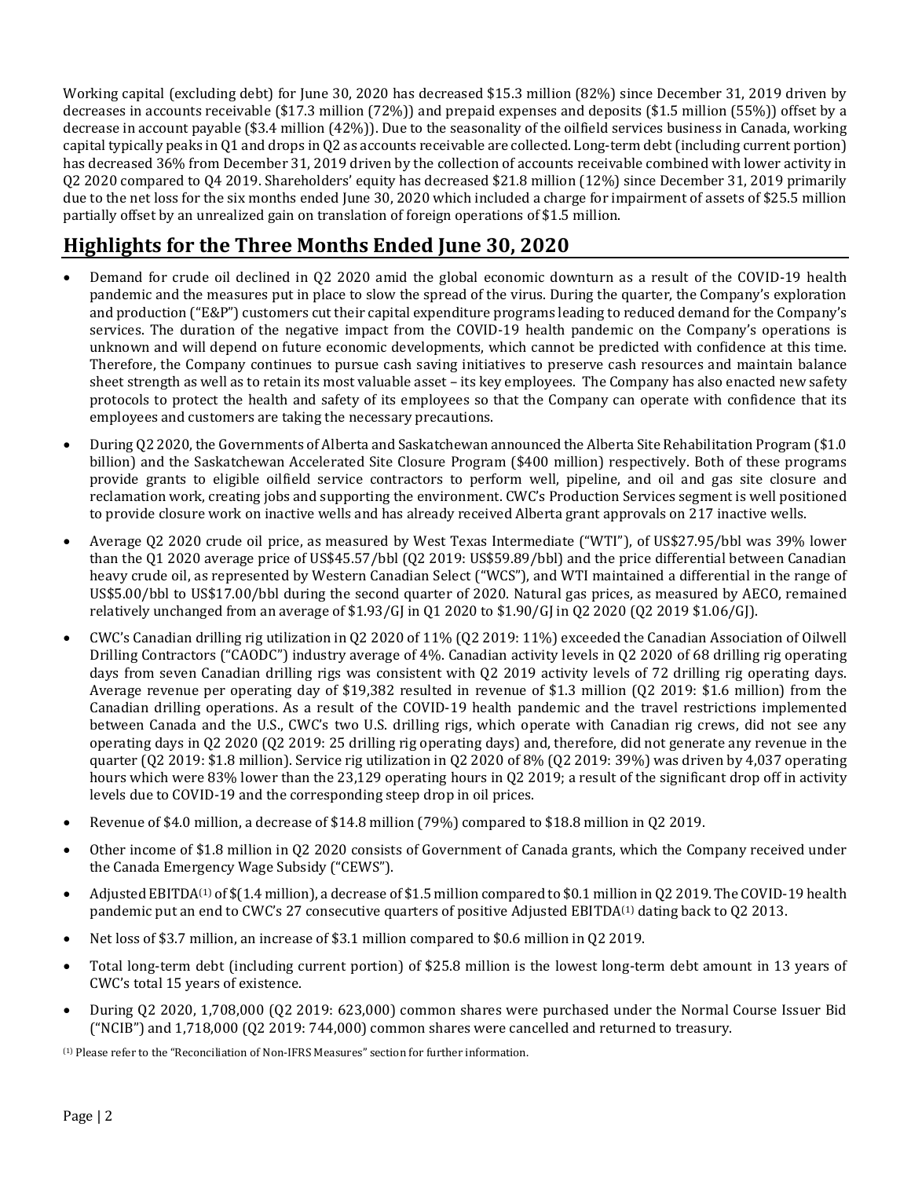Working capital (excluding debt) for June 30, 2020 has decreased $15.3 million (82%) since December 31, 2019 driven by decreases in accounts receivable ($17.3 million (72%)) and prepaid expenses and deposits ($1.5 million (55%)) offset by a decrease in account payable ($3.4 million (42%)). Due to the seasonality of the oilfield services business in Canada, working capital typically peaks in Q1 and drops in Q2 as accounts receivable are collected. Long-term debt (including current portion) has decreased 36% from December 31, 2019 driven by the collection of accounts receivable combined with lower activity in Q2 2020 compared to Q4 2019. Shareholders' equity has decreased $21.8 million (12%) since December 31, 2019 primarily due to the net loss for the six months ended June 30, 2020 which included a charge for impairment of assets of $25.5 million partially offset by an unrealized gain on translation of foreign operations of $1.5 million.

## Highlights for the Three Months Ended June 30, 2020

- Demand for crude oil declined in Q2 2020 amid the global economic downturn as a result of the COVID-19 health pandemic and the measures put in place to slow the spread of the virus. During the quarter, the Company's exploration and production ("E&P") customers cut their capital expenditure programs leading to reduced demand for the Company's services. The duration of the negative impact from the COVID-19 health pandemic on the Company's operations is unknown and will depend on future economic developments, which cannot be predicted with confidence at this time. Therefore, the Company continues to pursue cash saving initiatives to preserve cash resources and maintain balance sheet strength as well as to retain its most valuable asset – its key employees. The Company has also enacted new safety protocols to protect the health and safety of its employees so that the Company can operate with confidence that its employees and customers are taking the necessary precautions.
- During Q2 2020, the Governments of Alberta and Saskatchewan announced the Alberta Site Rehabilitation Program ($1.0 billion) and the Saskatchewan Accelerated Site Closure Program ($400 million) respectively. Both of these programs provide grants to eligible oilfield service contractors to perform well, pipeline, and oil and gas site closure and reclamation work, creating jobs and supporting the environment. CWC's Production Services segment is well positioned to provide closure work on inactive wells and has already received Alberta grant approvals on 217 inactive wells.
- Average Q2 2020 crude oil price, as measured by West Texas Intermediate ("WTI"), of US$27.95/bbl was 39% lower than the Q1 2020 average price of US$45.57/bbl (Q2 2019: US$59.89/bbl) and the price differential between Canadian heavy crude oil, as represented by Western Canadian Select ("WCS"), and WTI maintained a differential in the range of US$5.00/bbl to US$17.00/bbl during the second quarter of 2020. Natural gas prices, as measured by AECO, remained relatively unchanged from an average of $1.93/GJ in Q1 2020 to $1.90/GJ in Q2 2020 (Q2 2019 $1.06/GJ).
- CWC's Canadian drilling rig utilization in Q2 2020 of 11% (Q2 2019: 11%) exceeded the Canadian Association of Oilwell Drilling Contractors ("CAODC") industry average of 4%. Canadian activity levels in Q2 2020 of 68 drilling rig operating days from seven Canadian drilling rigs was consistent with Q2 2019 activity levels of 72 drilling rig operating days. Average revenue per operating day of $19,382 resulted in revenue of $1.3 million (Q2 2019: $1.6 million) from the Canadian drilling operations. As a result of the COVID-19 health pandemic and the travel restrictions implemented between Canada and the U.S., CWC's two U.S. drilling rigs, which operate with Canadian rig crews, did not see any operating days in Q2 2020 (Q2 2019: 25 drilling rig operating days) and, therefore, did not generate any revenue in the quarter (Q2 2019: $1.8 million). Service rig utilization in Q2 2020 of 8% (Q2 2019: 39%) was driven by 4,037 operating hours which were 83% lower than the 23,129 operating hours in Q2 2019; a result of the significant drop off in activity levels due to COVID-19 and the corresponding steep drop in oil prices.
- Revenue of $4.0 million, a decrease of $14.8 million (79%) compared to $18.8 million in Q2 2019.
- Other income of $1.8 million in Q2 2020 consists of Government of Canada grants, which the Company received under the Canada Emergency Wage Subsidy ("CEWS").
- Adjusted EBITDA[(1)] of $(1.4 million), a decrease of $1.5 million compared to $0.1 million in Q2 2019. The COVID-19 health pandemic put an end to CWC's 27 consecutive quarters of positive Adjusted EBITDA[(1)] dating back to Q2 2013.
- Net loss of $3.7 million, an increase of $3.1 million compared to $0.6 million in Q2 2019.
- Total long-term debt (including current portion) of $25.8 million is the lowest long-term debt amount in 13 years of CWC's total 15 years of existence.
- During Q2 2020, 1,708,000 (Q2 2019: 623,000) common shares were purchased under the Normal Course Issuer Bid ("NCIB") and 1,718,000 (Q2 2019: 744,000) common shares were cancelled and returned to treasury.

[(1)] Please refer to the "Reconciliation of Non-IFRS Measures" section for further information.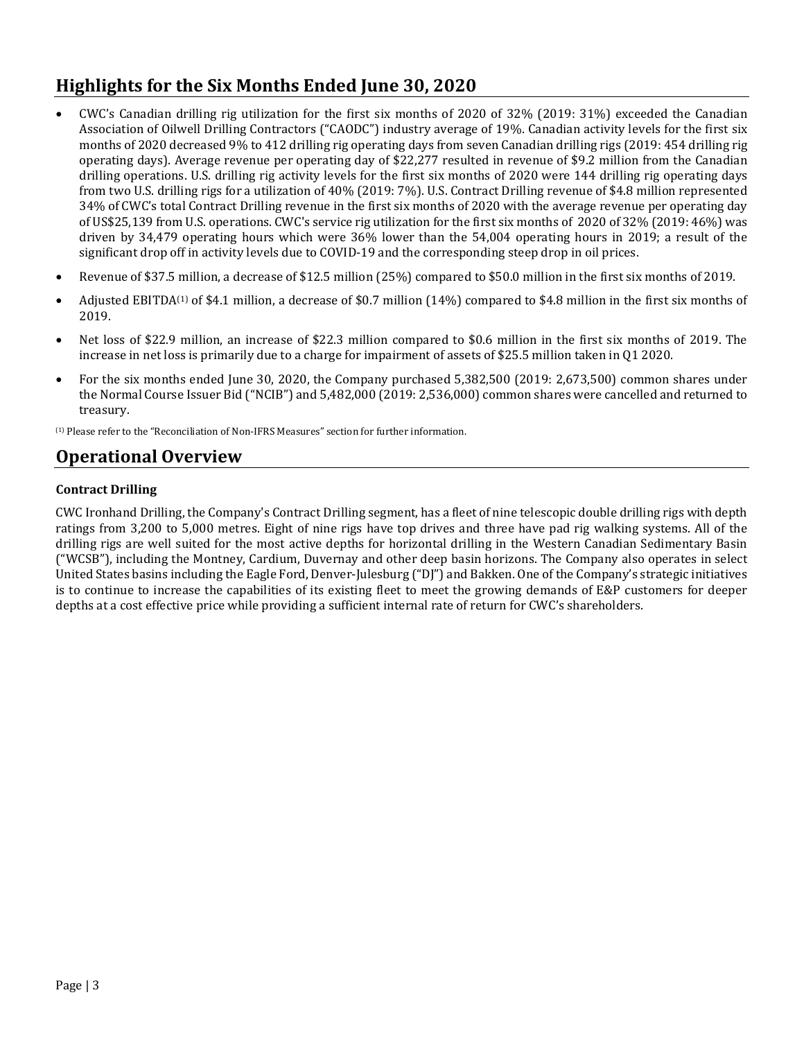## Highlights for the Six Months Ended June 30, 2020

- CWC's Canadian drilling rig utilization for the first six months of 2020 of 32% (2019: 31%) exceeded the Canadian Association of Oilwell Drilling Contractors ("CAODC") industry average of 19%. Canadian activity levels for the first six months of 2020 decreased 9% to 412 drilling rig operating days from seven Canadian drilling rigs (2019: 454 drilling rig operating days). Average revenue per operating day of $22,277 resulted in revenue of $9.2 million from the Canadian drilling operations. U.S. drilling rig activity levels for the first six months of 2020 were 144 drilling rig operating days from two U.S. drilling rigs for a utilization of 40% (2019: 7%). U.S. Contract Drilling revenue of $4.8 million represented 34% of CWC's total Contract Drilling revenue in the first six months of 2020 with the average revenue per operating day of US$25,139 from U.S. operations. CWC's service rig utilization for the first six months of 2020 of 32% (2019: 46%) was driven by 34,479 operating hours which were 36% lower than the 54,004 operating hours in 2019; a result of the significant drop off in activity levels due to COVID-19 and the corresponding steep drop in oil prices.
- Revenue of $37.5 million, a decrease of $12.5 million (25%) compared to $50.0 million in the first six months of 2019.
- Adjusted EBITDA[1] of $4.1 million, a decrease of $0.7 million (14%) compared to $4.8 million in the first six months of 2019.
- Net loss of $22.9 million, an increase of $22.3 million compared to $0.6 million in the first six months of 2019. The increase in net loss is primarily due to a charge for impairment of assets of $25.5 million taken in Q1 2020.
- For the six months ended June 30, 2020, the Company purchased 5,382,500 (2019: 2,673,500) common shares under the Normal Course Issuer Bid ("NCIB") and 5,482,000 (2019: 2,536,000) common shares were cancelled and returned to treasury.

[1] Please refer to the "Reconciliation of Non-IFRS Measures" section for further information.

## Operational Overview

### Contract Drilling

CWC Ironhand Drilling, the Company's Contract Drilling segment, has a fleet of nine telescopic double drilling rigs with depth ratings from 3,200 to 5,000 metres. Eight of nine rigs have top drives and three have pad rig walking systems. All of the drilling rigs are well suited for the most active depths for horizontal drilling in the Western Canadian Sedimentary Basin ("WCSB"), including the Montney, Cardium, Duvernay and other deep basin horizons. The Company also operates in select United States basins including the Eagle Ford, Denver-Julesburg ("DJ") and Bakken. One of the Company's strategic initiatives is to continue to increase the capabilities of its existing fleet to meet the growing demands of E&P customers for deeper depths at a cost effective price while providing a sufficient internal rate of return for CWC's shareholders.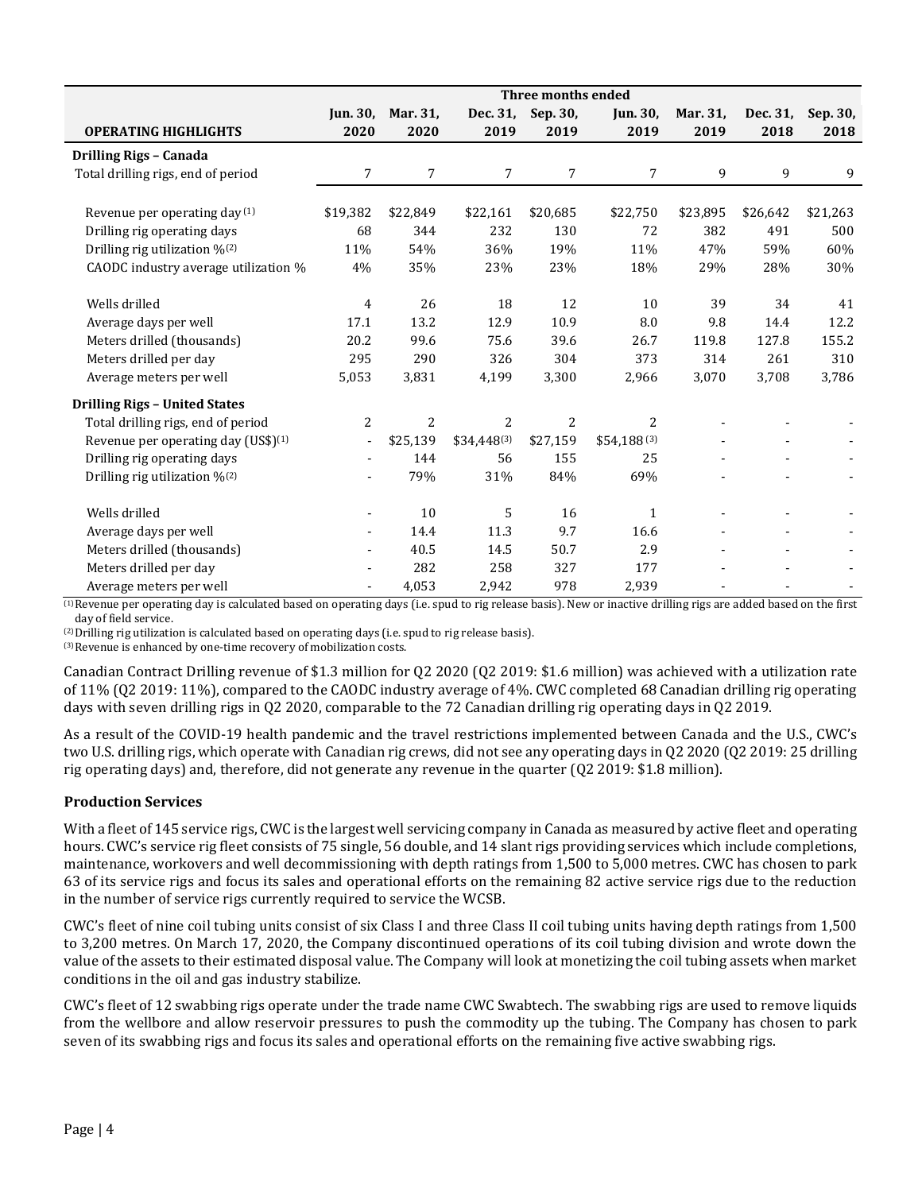| | Three months ended | | | | | | | |
|---|---|---|---|---|---|---|---|---|
| **OPERATING HIGHLIGHTS** | **Jun. 30, 2020** | **Mar. 31, 2020** | **Dec. 31, 2019** | **Sep. 30, 2019** | **Jun. 30, 2019** | **Mar. 31, 2019** | **Dec. 31, 2018** | **Sep. 30, 2018** |
| **Drilling Rigs – Canada** | | | | | | | | |
| Total drilling rigs, end of period | 7 | 7 | 7 | 7 | 7 | 9 | 9 | 9 |
| Revenue per operating day [(1)] | $19,382 | $22,849 | $22,161 | $20,685 | $22,750 | $23,895 | $26,642 | $21,263 |
| Drilling rig operating days | 68 | 344 | 232 | 130 | 72 | 382 | 491 | 500 |
| Drilling rig utilization % [(2)] | 11% | 54% | 36% | 19% | 11% | 47% | 59% | 60% |
| CAODC industry average utilization % | 4% | 35% | 23% | 23% | 18% | 29% | 28% | 30% |
| Wells drilled | 4 | 26 | 18 | 12 | 10 | 39 | 34 | 41 |
| Average days per well | 17.1 | 13.2 | 12.9 | 10.9 | 8.0 | 9.8 | 14.4 | 12.2 |
| Meters drilled (thousands) | 20.2 | 99.6 | 75.6 | 39.6 | 26.7 | 119.8 | 127.8 | 155.2 |
| Meters drilled per day | 295 | 290 | 326 | 304 | 373 | 314 | 261 | 310 |
| Average meters per well | 5,053 | 3,831 | 4,199 | 3,300 | 2,966 | 3,070 | 3,708 | 3,786 |
| **Drilling Rigs – United States** | | | | | | | | |
| Total drilling rigs, end of period | 2 | 2 | 2 | 2 | 2 | - | - | - |
| Revenue per operating day (US$)[(1)] | - | $25,139 | $34,448[(3)] | $27,159 | $54,188[(3)] | - | - | - |
| Drilling rig operating days | - | 144 | 56 | 155 | 25 | - | - | - |
| Drilling rig utilization %[(2)] | - | 79% | 31% | 84% | 69% | - | - | - |
| Wells drilled | - | 10 | 5 | 16 | 1 | - | - | - |
| Average days per well | - | 14.4 | 11.3 | 9.7 | 16.6 | - | - | - |
| Meters drilled (thousands) | - | 40.5 | 14.5 | 50.7 | 2.9 | - | - | - |
| Meters drilled per day | - | 282 | 258 | 327 | 177 | - | - | - |
| Average meters per well | - | 4,053 | 2,942 | 978 | 2,939 | - | - | - |

(1) Revenue per operating day is calculated based on operating days (i.e. spud to rig release basis). New or inactive drilling rigs are added based on the first day of field service.
(2) Drilling rig utilization is calculated based on operating days (i.e. spud to rig release basis).
(3) Revenue is enhanced by one-time recovery of mobilization costs.

Canadian Contract Drilling revenue of $1.3 million for Q2 2020 (Q2 2019: $1.6 million) was achieved with a utilization rate of 11% (Q2 2019: 11%), compared to the CAODC industry average of 4%. CWC completed 68 Canadian drilling rig operating days with seven drilling rigs in Q2 2020, comparable to the 72 Canadian drilling rig operating days in Q2 2019.

As a result of the COVID-19 health pandemic and the travel restrictions implemented between Canada and the U.S., CWC's two U.S. drilling rigs, which operate with Canadian rig crews, did not see any operating days in Q2 2020 (Q2 2019: 25 drilling rig operating days) and, therefore, did not generate any revenue in the quarter (Q2 2019: $1.8 million).

### Production Services

With a fleet of 145 service rigs, CWC is the largest well servicing company in Canada as measured by active fleet and operating hours. CWC's service rig fleet consists of 75 single, 56 double, and 14 slant rigs providing services which include completions, maintenance, workovers and well decommissioning with depth ratings from 1,500 to 5,000 metres. CWC has chosen to park 63 of its service rigs and focus its sales and operational efforts on the remaining 82 active service rigs due to the reduction in the number of service rigs currently required to service the WCSB.

CWC's fleet of nine coil tubing units consist of six Class I and three Class II coil tubing units having depth ratings from 1,500 to 3,200 metres. On March 17, 2020, the Company discontinued operations of its coil tubing division and wrote down the value of the assets to their estimated disposal value. The Company will look at monetizing the coil tubing assets when market conditions in the oil and gas industry stabilize.

CWC's fleet of 12 swabbing rigs operate under the trade name CWC Swabtech. The swabbing rigs are used to remove liquids from the wellbore and allow reservoir pressures to push the commodity up the tubing. The Company has chosen to park seven of its swabbing rigs and focus its sales and operational efforts on the remaining five active swabbing rigs.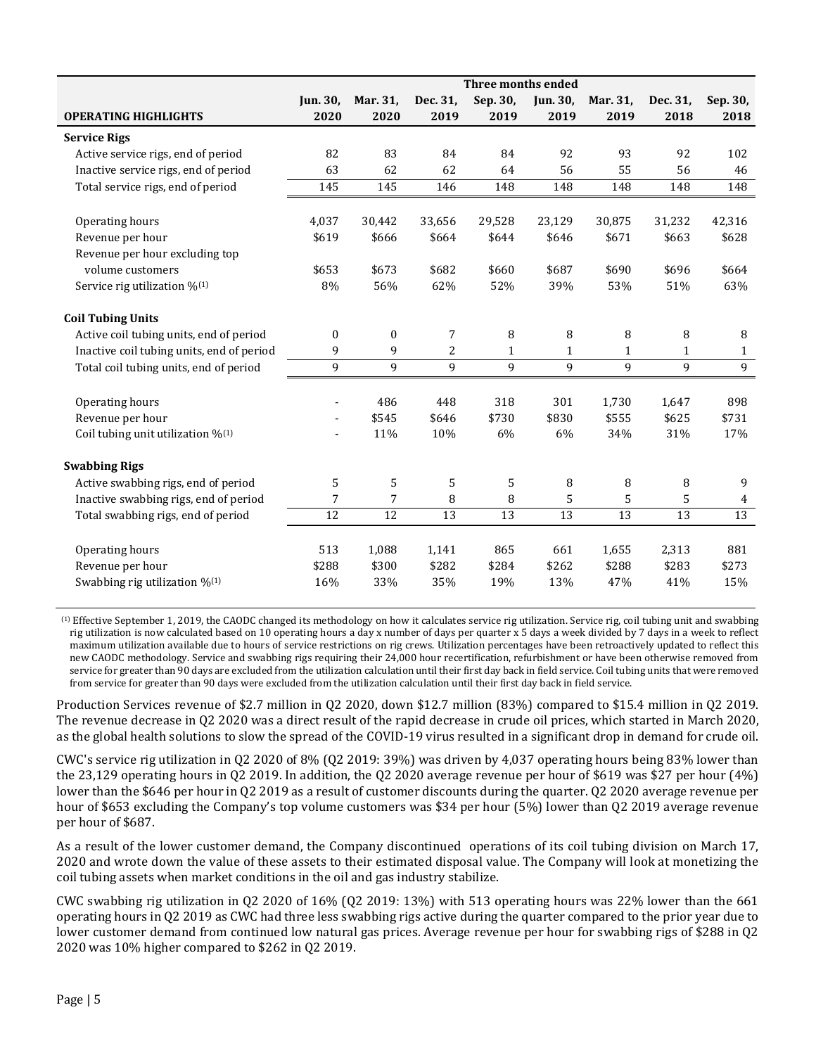| | Three months ended | | | | | | | |
|---|---|---|---|---|---|---|---|---|
| **OPERATING HIGHLIGHTS** | **Jun. 30, 2020** | **Mar. 31, 2020** | **Dec. 31, 2019** | **Sep. 30, 2019** | **Jun. 30, 2019** | **Mar. 31, 2019** | **Dec. 31, 2018** | **Sep. 30, 2018** |
| **Service Rigs** | | | | | | | | |
| Active service rigs, end of period | 82 | 83 | 84 | 84 | 92 | 93 | 92 | 102 |
| Inactive service rigs, end of period | 63 | 62 | 62 | 64 | 56 | 55 | 56 | 46 |
| Total service rigs, end of period | 145 | 145 | 146 | 148 | 148 | 148 | 148 | 148 |
| Operating hours | 4,037 | 30,442 | 33,656 | 29,528 | 23,129 | 30,875 | 31,232 | 42,316 |
| Revenue per hour | $619 | $666 | $664 | $644 | $646 | $671 | $663 | $628 |
| Revenue per hour excluding top volume customers | $653 | $673 | $682 | $660 | $687 | $690 | $696 | $664 |
| Service rig utilization %(1) | 8% | 56% | 62% | 52% | 39% | 53% | 51% | 63% |
| **Coil Tubing Units** | | | | | | | | |
| Active coil tubing units, end of period | 0 | 0 | 7 | 8 | 8 | 8 | 8 | 8 |
| Inactive coil tubing units, end of period | 9 | 9 | 2 | 1 | 1 | 1 | 1 | 1 |
| Total coil tubing units, end of period | 9 | 9 | 9 | 9 | 9 | 9 | 9 | 9 |
| Operating hours | - | 486 | 448 | 318 | 301 | 1,730 | 1,647 | 898 |
| Revenue per hour | - | $545 | $646 | $730 | $830 | $555 | $625 | $731 |
| Coil tubing unit utilization %(1) | - | 11% | 10% | 6% | 6% | 34% | 31% | 17% |
| **Swabbing Rigs** | | | | | | | | |
| Active swabbing rigs, end of period | 5 | 5 | 5 | 5 | 8 | 8 | 8 | 9 |
| Inactive swabbing rigs, end of period | 7 | 7 | 8 | 8 | 5 | 5 | 5 | 4 |
| Total swabbing rigs, end of period | 12 | 12 | 13 | 13 | 13 | 13 | 13 | 13 |
| Operating hours | 513 | 1,088 | 1,141 | 865 | 661 | 1,655 | 2,313 | 881 |
| Revenue per hour | $288 | $300 | $282 | $284 | $262 | $288 | $283 | $273 |
| Swabbing rig utilization %(1) | 16% | 33% | 35% | 19% | 13% | 47% | 41% | 15% |

(1) Effective September 1, 2019, the CAODC changed its methodology on how it calculates service rig utilization. Service rig, coil tubing unit and swabbing rig utilization is now calculated based on 10 operating hours a day x number of days per quarter x 5 days a week divided by 7 days in a week to reflect maximum utilization available due to hours of service restrictions on rig crews. Utilization percentages have been retroactively updated to reflect this new CAODC methodology. Service and swabbing rigs requiring their 24,000 hour recertification, refurbishment or have been otherwise removed from service for greater than 90 days are excluded from the utilization calculation until their first day back in field service. Coil tubing units that were removed from service for greater than 90 days were excluded from the utilization calculation until their first day back in field service.

Production Services revenue of $2.7 million in Q2 2020, down $12.7 million (83%) compared to $15.4 million in Q2 2019. The revenue decrease in Q2 2020 was a direct result of the rapid decrease in crude oil prices, which started in March 2020, as the global health solutions to slow the spread of the COVID-19 virus resulted in a significant drop in demand for crude oil.

CWC's service rig utilization in Q2 2020 of 8% (Q2 2019: 39%) was driven by 4,037 operating hours being 83% lower than the 23,129 operating hours in Q2 2019. In addition, the Q2 2020 average revenue per hour of $619 was $27 per hour (4%) lower than the $646 per hour in Q2 2019 as a result of customer discounts during the quarter. Q2 2020 average revenue per hour of $653 excluding the Company's top volume customers was $34 per hour (5%) lower than Q2 2019 average revenue per hour of $687.

As a result of the lower customer demand, the Company discontinued operations of its coil tubing division on March 17, 2020 and wrote down the value of these assets to their estimated disposal value. The Company will look at monetizing the coil tubing assets when market conditions in the oil and gas industry stabilize.

CWC swabbing rig utilization in Q2 2020 of 16% (Q2 2019: 13%) with 513 operating hours was 22% lower than the 661 operating hours in Q2 2019 as CWC had three less swabbing rigs active during the quarter compared to the prior year due to lower customer demand from continued low natural gas prices. Average revenue per hour for swabbing rigs of $288 in Q2 2020 was 10% higher compared to $262 in Q2 2019.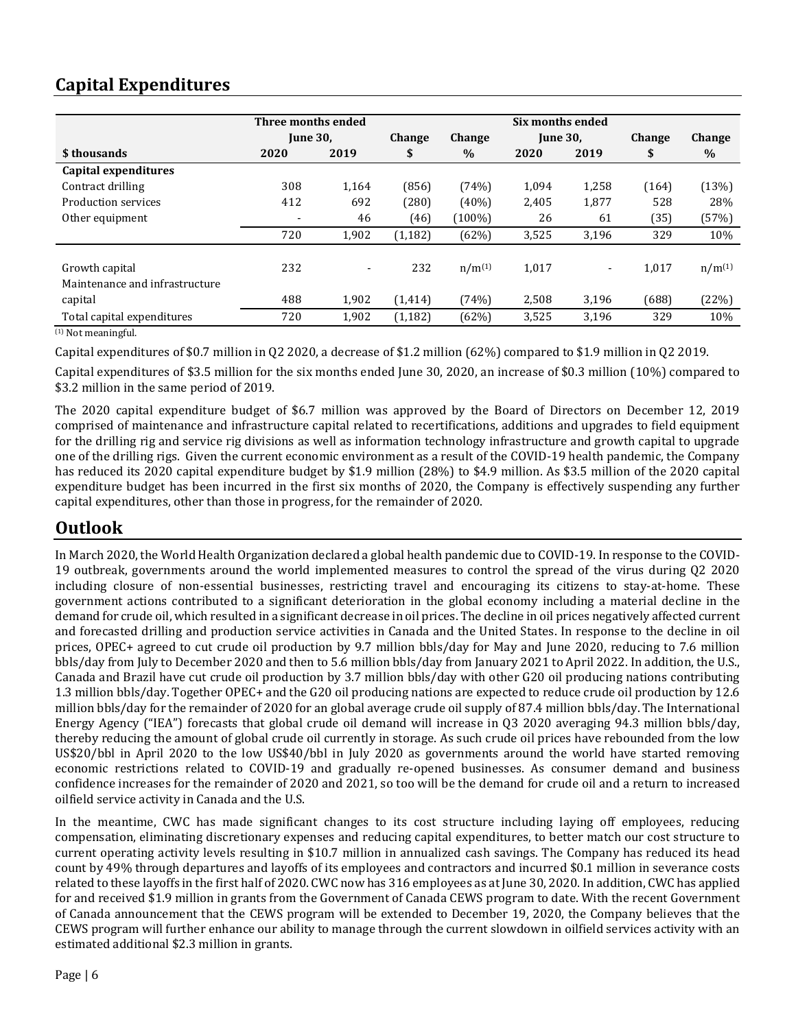## Capital Expenditures

| | Three months ended June 30, | | Change | Change | Six months ended June 30, | | Change | Change |
|---|---|---|---|---|---|---|---|---|
| $ thousands | 2020 | 2019 | $ | % | 2020 | 2019 | $ | % |
| **Capital expenditures** | | | | | | | | |
| Contract drilling | 308 | 1,164 | (856) | (74%) | 1,094 | 1,258 | (164) | (13%) |
| Production services | 412 | 692 | (280) | (40%) | 2,405 | 1,877 | 528 | 28% |
| Other equipment | - | 46 | (46) | (100%) | 26 | 61 | (35) | (57%) |
| | 720 | 1,902 | (1,182) | (62%) | 3,525 | 3,196 | 329 | 10% |
| Growth capital | 232 | - | 232 | n/m[1] | 1,017 | - | 1,017 | n/m[1] |
| Maintenance and infrastructure capital | 488 | 1,902 | (1,414) | (74%) | 2,508 | 3,196 | (688) | (22%) |
| Total capital expenditures | 720 | 1,902 | (1,182) | (62%) | 3,525 | 3,196 | 329 | 10% |

[1] Not meaningful.

Capital expenditures of $0.7 million in Q2 2020, a decrease of $1.2 million (62%) compared to $1.9 million in Q2 2019.

Capital expenditures of $3.5 million for the six months ended June 30, 2020, an increase of $0.3 million (10%) compared to $3.2 million in the same period of 2019.

The 2020 capital expenditure budget of $6.7 million was approved by the Board of Directors on December 12, 2019 comprised of maintenance and infrastructure capital related to recertifications, additions and upgrades to field equipment for the drilling rig and service rig divisions as well as information technology infrastructure and growth capital to upgrade one of the drilling rigs. Given the current economic environment as a result of the COVID-19 health pandemic, the Company has reduced its 2020 capital expenditure budget by $1.9 million (28%) to $4.9 million. As $3.5 million of the 2020 capital expenditure budget has been incurred in the first six months of 2020, the Company is effectively suspending any further capital expenditures, other than those in progress, for the remainder of 2020.

## Outlook

In March 2020, the World Health Organization declared a global health pandemic due to COVID-19. In response to the COVID-19 outbreak, governments around the world implemented measures to control the spread of the virus during Q2 2020 including closure of non-essential businesses, restricting travel and encouraging its citizens to stay-at-home. These government actions contributed to a significant deterioration in the global economy including a material decline in the demand for crude oil, which resulted in a significant decrease in oil prices. The decline in oil prices negatively affected current and forecasted drilling and production service activities in Canada and the United States. In response to the decline in oil prices, OPEC+ agreed to cut crude oil production by 9.7 million bbls/day for May and June 2020, reducing to 7.6 million bbls/day from July to December 2020 and then to 5.6 million bbls/day from January 2021 to April 2022. In addition, the U.S., Canada and Brazil have cut crude oil production by 3.7 million bbls/day with other G20 oil producing nations contributing 1.3 million bbls/day. Together OPEC+ and the G20 oil producing nations are expected to reduce crude oil production by 12.6 million bbls/day for the remainder of 2020 for an global average crude oil supply of 87.4 million bbls/day. The International Energy Agency ("IEA") forecasts that global crude oil demand will increase in Q3 2020 averaging 94.3 million bbls/day, thereby reducing the amount of global crude oil currently in storage. As such crude oil prices have rebounded from the low US$20/bbl in April 2020 to the low US$40/bbl in July 2020 as governments around the world have started removing economic restrictions related to COVID-19 and gradually re-opened businesses. As consumer demand and business confidence increases for the remainder of 2020 and 2021, so too will be the demand for crude oil and a return to increased oilfield service activity in Canada and the U.S.

In the meantime, CWC has made significant changes to its cost structure including laying off employees, reducing compensation, eliminating discretionary expenses and reducing capital expenditures, to better match our cost structure to current operating activity levels resulting in $10.7 million in annualized cash savings. The Company has reduced its head count by 49% through departures and layoffs of its employees and contractors and incurred $0.1 million in severance costs related to these layoffs in the first half of 2020. CWC now has 316 employees as at June 30, 2020. In addition, CWC has applied for and received $1.9 million in grants from the Government of Canada CEWS program to date. With the recent Government of Canada announcement that the CEWS program will be extended to December 19, 2020, the Company believes that the CEWS program will further enhance our ability to manage through the current slowdown in oilfield services activity with an estimated additional $2.3 million in grants.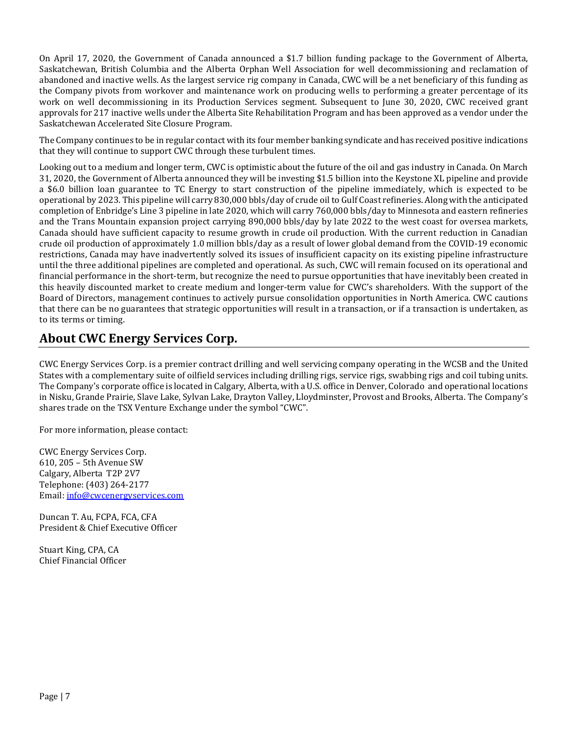On April 17, 2020, the Government of Canada announced a $1.7 billion funding package to the Government of Alberta, Saskatchewan, British Columbia and the Alberta Orphan Well Association for well decommissioning and reclamation of abandoned and inactive wells. As the largest service rig company in Canada, CWC will be a net beneficiary of this funding as the Company pivots from workover and maintenance work on producing wells to performing a greater percentage of its work on well decommissioning in its Production Services segment. Subsequent to June 30, 2020, CWC received grant approvals for 217 inactive wells under the Alberta Site Rehabilitation Program and has been approved as a vendor under the Saskatchewan Accelerated Site Closure Program.

The Company continues to be in regular contact with its four member banking syndicate and has received positive indications that they will continue to support CWC through these turbulent times.

Looking out to a medium and longer term, CWC is optimistic about the future of the oil and gas industry in Canada. On March 31, 2020, the Government of Alberta announced they will be investing $1.5 billion into the Keystone XL pipeline and provide a $6.0 billion loan guarantee to TC Energy to start construction of the pipeline immediately, which is expected to be operational by 2023. This pipeline will carry 830,000 bbls/day of crude oil to Gulf Coast refineries. Along with the anticipated completion of Enbridge's Line 3 pipeline in late 2020, which will carry 760,000 bbls/day to Minnesota and eastern refineries and the Trans Mountain expansion project carrying 890,000 bbls/day by late 2022 to the west coast for oversea markets, Canada should have sufficient capacity to resume growth in crude oil production. With the current reduction in Canadian crude oil production of approximately 1.0 million bbls/day as a result of lower global demand from the COVID-19 economic restrictions, Canada may have inadvertently solved its issues of insufficient capacity on its existing pipeline infrastructure until the three additional pipelines are completed and operational. As such, CWC will remain focused on its operational and financial performance in the short-term, but recognize the need to pursue opportunities that have inevitably been created in this heavily discounted market to create medium and longer-term value for CWC's shareholders. With the support of the Board of Directors, management continues to actively pursue consolidation opportunities in North America. CWC cautions that there can be no guarantees that strategic opportunities will result in a transaction, or if a transaction is undertaken, as to its terms or timing.

## About CWC Energy Services Corp.

CWC Energy Services Corp. is a premier contract drilling and well servicing company operating in the WCSB and the United States with a complementary suite of oilfield services including drilling rigs, service rigs, swabbing rigs and coil tubing units. The Company's corporate office is located in Calgary, Alberta, with a U.S. office in Denver, Colorado and operational locations in Nisku, Grande Prairie, Slave Lake, Sylvan Lake, Drayton Valley, Lloydminster, Provost and Brooks, Alberta. The Company's shares trade on the TSX Venture Exchange under the symbol "CWC".

For more information, please contact:

CWC Energy Services Corp.
610, 205 – 5th Avenue SW
Calgary, Alberta T2P 2V7
Telephone: (403) 264-2177
Email: info@cwcenergyservices.com

Duncan T. Au, FCPA, FCA, CFA
President & Chief Executive Officer

Stuart King, CPA, CA
Chief Financial Officer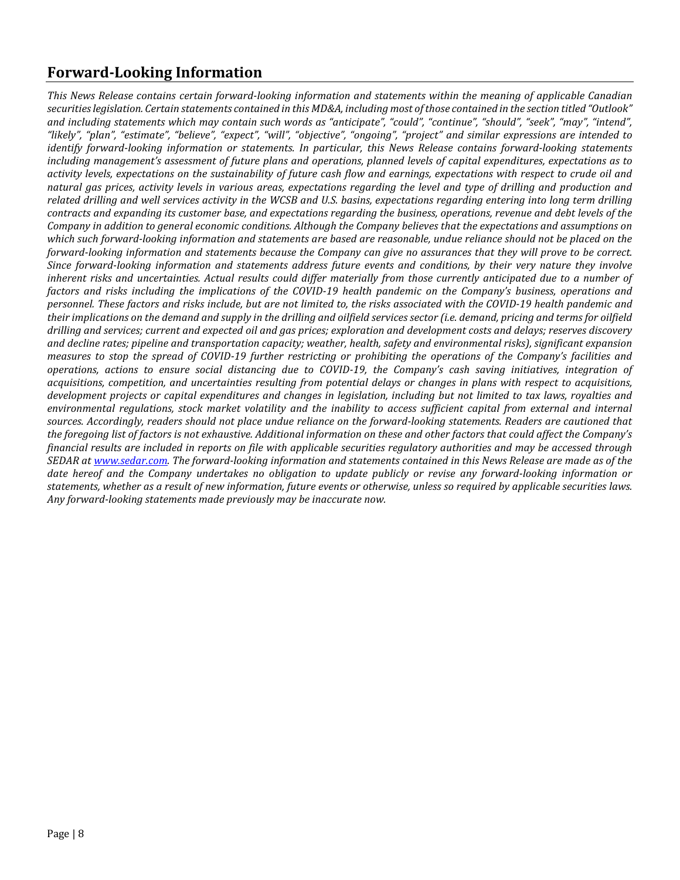## Forward-Looking Information

*This News Release contains certain forward-looking information and statements within the meaning of applicable Canadian securities legislation. Certain statements contained in this MD&A, including most of those contained in the section titled "Outlook" and including statements which may contain such words as "anticipate", "could", "continue", "should", "seek", "may", "intend", "likely", "plan", "estimate", "believe", "expect", "will", "objective", "ongoing", "project" and similar expressions are intended to identify forward-looking information or statements. In particular, this News Release contains forward-looking statements including management's assessment of future plans and operations, planned levels of capital expenditures, expectations as to activity levels, expectations on the sustainability of future cash flow and earnings, expectations with respect to crude oil and natural gas prices, activity levels in various areas, expectations regarding the level and type of drilling and production and related drilling and well services activity in the WCSB and U.S. basins, expectations regarding entering into long term drilling contracts and expanding its customer base, and expectations regarding the business, operations, revenue and debt levels of the Company in addition to general economic conditions. Although the Company believes that the expectations and assumptions on which such forward-looking information and statements are based are reasonable, undue reliance should not be placed on the forward-looking information and statements because the Company can give no assurances that they will prove to be correct. Since forward-looking information and statements address future events and conditions, by their very nature they involve inherent risks and uncertainties. Actual results could differ materially from those currently anticipated due to a number of factors and risks including the implications of the COVID-19 health pandemic on the Company's business, operations and personnel. These factors and risks include, but are not limited to, the risks associated with the COVID-19 health pandemic and their implications on the demand and supply in the drilling and oilfield services sector (i.e. demand, pricing and terms for oilfield drilling and services; current and expected oil and gas prices; exploration and development costs and delays; reserves discovery and decline rates; pipeline and transportation capacity; weather, health, safety and environmental risks), significant expansion measures to stop the spread of COVID-19 further restricting or prohibiting the operations of the Company's facilities and operations, actions to ensure social distancing due to COVID-19, the Company's cash saving initiatives, integration of acquisitions, competition, and uncertainties resulting from potential delays or changes in plans with respect to acquisitions, development projects or capital expenditures and changes in legislation, including but not limited to tax laws, royalties and environmental regulations, stock market volatility and the inability to access sufficient capital from external and internal sources. Accordingly, readers should not place undue reliance on the forward-looking statements. Readers are cautioned that the foregoing list of factors is not exhaustive. Additional information on these and other factors that could affect the Company's financial results are included in reports on file with applicable securities regulatory authorities and may be accessed through SEDAR at [www.sedar.com](http://www.sedar.com). The forward-looking information and statements contained in this News Release are made as of the date hereof and the Company undertakes no obligation to update publicly or revise any forward-looking information or statements, whether as a result of new information, future events or otherwise, unless so required by applicable securities laws. Any forward-looking statements made previously may be inaccurate now.*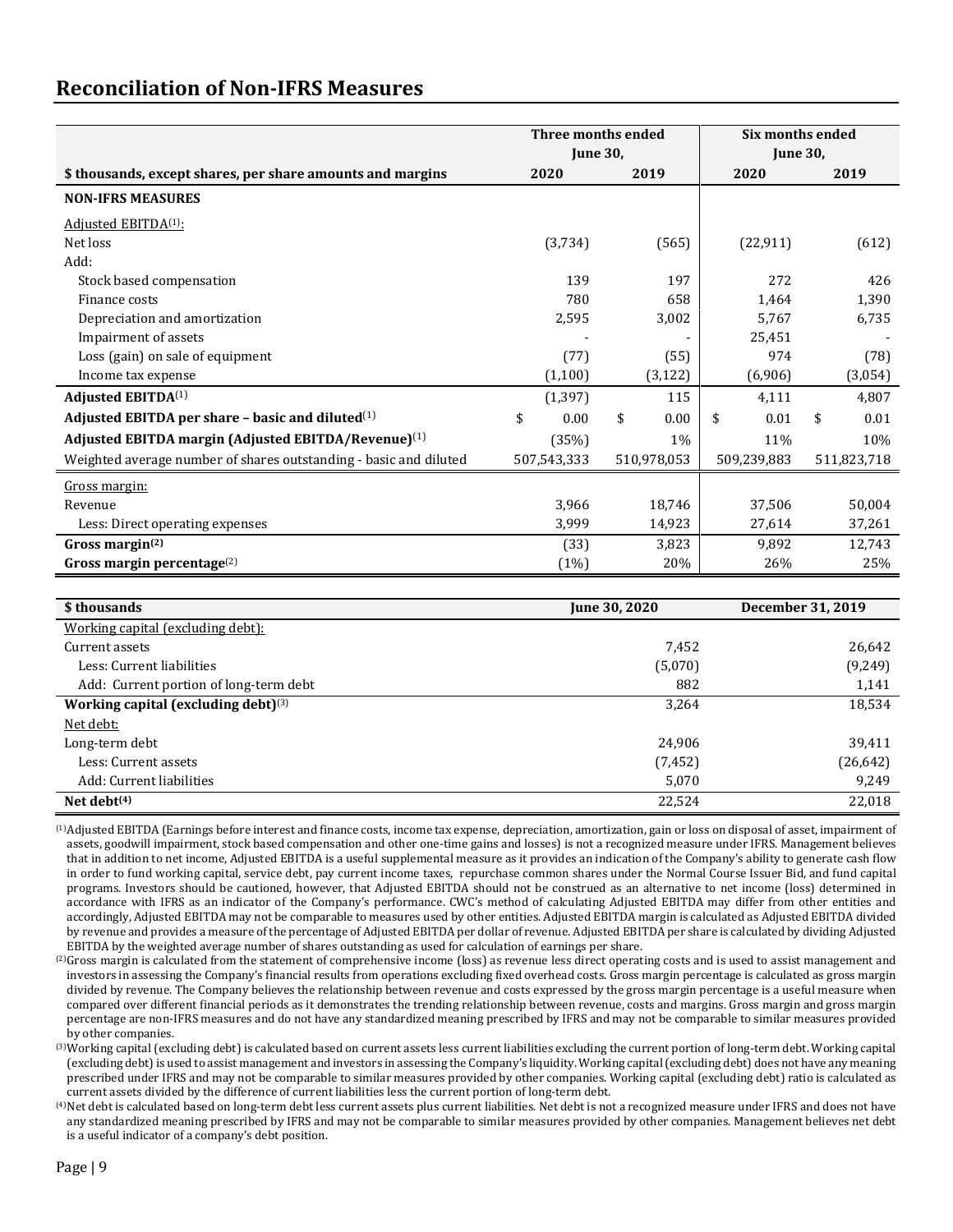## Reconciliation of Non-IFRS Measures

| | Three months ended June 30, | | Six months ended June 30, | |
|---|---|---|---|---|
| **$ thousands, except shares, per share amounts and margins** | **2020** | **2019** | **2020** | **2019** |
| **NON-IFRS MEASURES** | | | | |
| Adjusted EBITDA[(1)]: | | | | |
| Net loss | (3,734) | (565) | (22,911) | (612) |
| Add: | | | | |
| Stock based compensation | 139 | 197 | 272 | 426 |
| Finance costs | 780 | 658 | 1,464 | 1,390 |
| Depreciation and amortization | 2,595 | 3,002 | 5,767 | 6,735 |
| Impairment of assets | - | - | 25,451 | - |
| Loss (gain) on sale of equipment | (77) | (55) | 974 | (78) |
| Income tax expense | (1,100) | (3,122) | (6,906) | (3,054) |
| **Adjusted EBITDA**[(1)] | (1,397) | 115 | 4,111 | 4,807 |
| **Adjusted EBITDA per share – basic and diluted**[(1)] | $ 0.00 | $ 0.00 | $ 0.01 | $ 0.01 |
| **Adjusted EBITDA margin (Adjusted EBITDA/Revenue)**[(1)] | (35%) | 1% | 11% | 10% |
| Weighted average number of shares outstanding - basic and diluted | 507,543,333 | 510,978,053 | 509,239,883 | 511,823,718 |
| Gross margin: | | | | |
| Revenue | 3,966 | 18,746 | 37,506 | 50,004 |
| Less: Direct operating expenses | 3,999 | 14,923 | 27,614 | 37,261 |
| **Gross margin**[(2)] | (33) | 3,823 | 9,892 | 12,743 |
| **Gross margin percentage**[(2)] | (1%) | 20% | 26% | 25% |

| **$ thousands** | **June 30, 2020** | **December 31, 2019** |
|---|---|---|
| Working capital (excluding debt): | | |
| Current assets | 7,452 | 26,642 |
| Less: Current liabilities | (5,070) | (9,249) |
| Add: Current portion of long-term debt | 882 | 1,141 |
| **Working capital (excluding debt)**[(3)] | 3,264 | 18,534 |
| Net debt: | | |
| Long-term debt | 24,906 | 39,411 |
| Less: Current assets | (7,452) | (26,642) |
| Add: Current liabilities | 5,070 | 9,249 |
| **Net debt**[(4)] | 22,524 | 22,018 |

[(1)] Adjusted EBITDA (Earnings before interest and finance costs, income tax expense, depreciation, amortization, gain or loss on disposal of asset, impairment of assets, goodwill impairment, stock based compensation and other one-time gains and losses) is not a recognized measure under IFRS. Management believes that in addition to net income, Adjusted EBITDA is a useful supplemental measure as it provides an indication of the Company's ability to generate cash flow in order to fund working capital, service debt, pay current income taxes, repurchase common shares under the Normal Course Issuer Bid, and fund capital programs. Investors should be cautioned, however, that Adjusted EBITDA should not be construed as an alternative to net income (loss) determined in accordance with IFRS as an indicator of the Company's performance. CWC's method of calculating Adjusted EBITDA may differ from other entities and accordingly, Adjusted EBITDA may not be comparable to measures used by other entities. Adjusted EBITDA margin is calculated as Adjusted EBITDA divided by revenue and provides a measure of the percentage of Adjusted EBITDA per dollar of revenue. Adjusted EBITDA per share is calculated by dividing Adjusted EBITDA by the weighted average number of shares outstanding as used for calculation of earnings per share.

[(2)] Gross margin is calculated from the statement of comprehensive income (loss) as revenue less direct operating costs and is used to assist management and investors in assessing the Company's financial results from operations excluding fixed overhead costs. Gross margin percentage is calculated as gross margin divided by revenue. The Company believes the relationship between revenue and costs expressed by the gross margin percentage is a useful measure when compared over different financial periods as it demonstrates the trending relationship between revenue, costs and margins. Gross margin and gross margin percentage are non-IFRS measures and do not have any standardized meaning prescribed by IFRS and may not be comparable to similar measures provided by other companies.

[(3)] Working capital (excluding debt) is calculated based on current assets less current liabilities excluding the current portion of long-term debt. Working capital (excluding debt) is used to assist management and investors in assessing the Company's liquidity. Working capital (excluding debt) does not have any meaning prescribed under IFRS and may not be comparable to similar measures provided by other companies. Working capital (excluding debt) ratio is calculated as current assets divided by the difference of current liabilities less the current portion of long-term debt.

[(4)] Net debt is calculated based on long-term debt less current assets plus current liabilities. Net debt is not a recognized measure under IFRS and does not have any standardized meaning prescribed by IFRS and may not be comparable to similar measures provided by other companies. Management believes net debt is a useful indicator of a company's debt position.